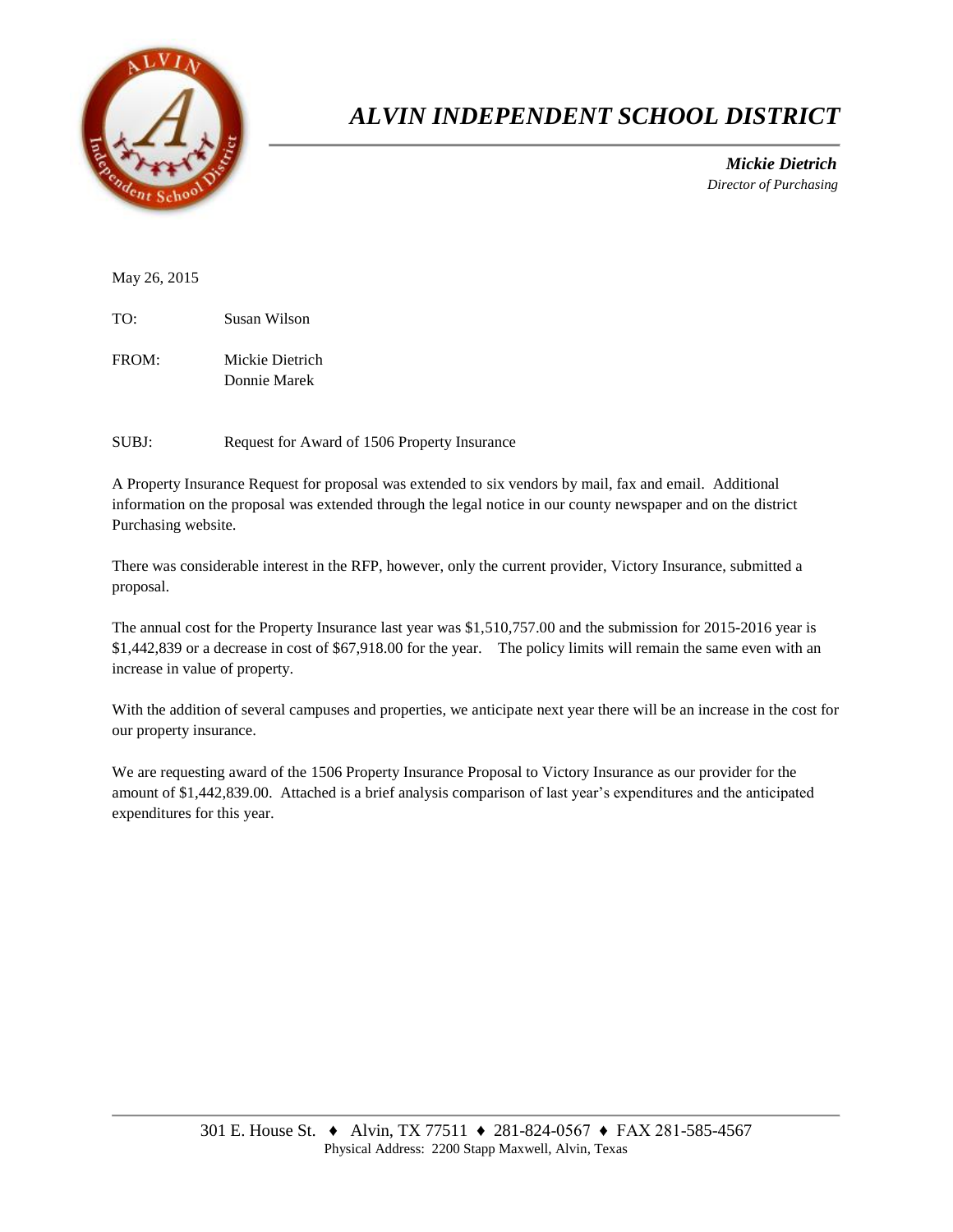# *ALVIN INDEPENDENT SCHOOL DISTRICT*

***Mickie Dietrich***
*Director of Purchasing*

May 26, 2015

TO: Susan Wilson

FROM: Mickie Dietrich
Donnie Marek

SUBJ: Request for Award of 1506 Property Insurance

A Property Insurance Request for proposal was extended to six vendors by mail, fax and email. Additional information on the proposal was extended through the legal notice in our county newspaper and on the district Purchasing website.

There was considerable interest in the RFP, however, only the current provider, Victory Insurance, submitted a proposal.

The annual cost for the Property Insurance last year was $1,510,757.00 and the submission for 2015-2016 year is $1,442,839 or a decrease in cost of $67,918.00 for the year. The policy limits will remain the same even with an increase in value of property.

With the addition of several campuses and properties, we anticipate next year there will be an increase in the cost for our property insurance.

We are requesting award of the 1506 Property Insurance Proposal to Victory Insurance as our provider for the amount of $1,442,839.00. Attached is a brief analysis comparison of last year's expenditures and the anticipated expenditures for this year.

301 E. House St. ♦ Alvin, TX 77511 ♦ 281-824-0567 ♦ FAX 281-585-4567
Physical Address: 2200 Stapp Maxwell, Alvin, Texas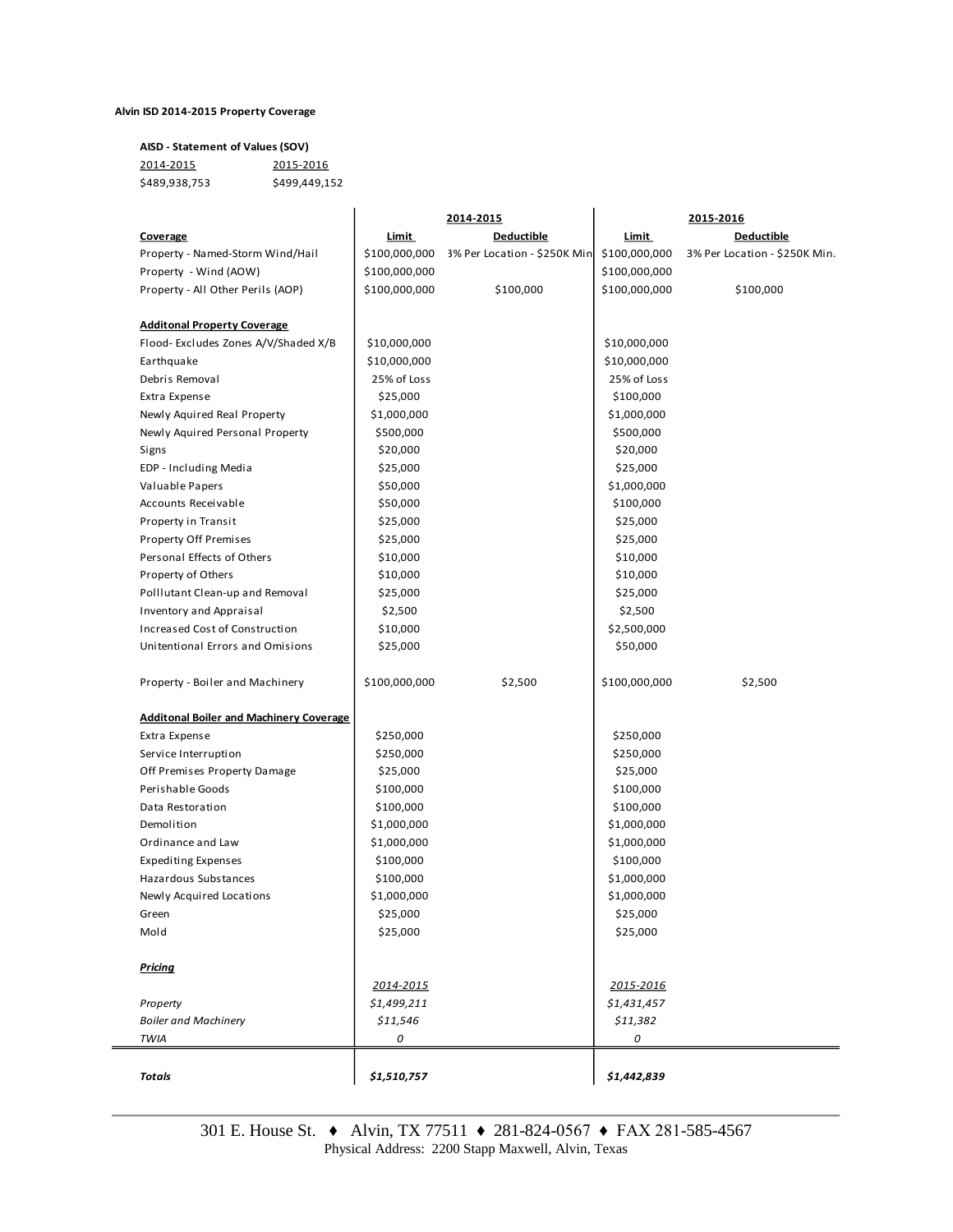**Alvin ISD 2014-2015 Property Coverage**

**AISD - Statement of Values (SOV)**

| 2014-2015 | 2015-2016 |
|---|---|
| $489,938,753 | $499,449,152 |

| | 2014-2015 | | 2015-2016 | |
|---|---|---|---|---|
| **Coverage** | **Limit** | **Deductible** | **Limit** | **Deductible** |
| Property - Named-Storm Wind/Hail | $100,000,000 | 3% Per Location - $250K Min | $100,000,000 | 3% Per Location - $250K Min. |
| Property - Wind (AOW) | $100,000,000 | | $100,000,000 | |
| Property - All Other Perils (AOP) | $100,000,000 | $100,000 | $100,000,000 | $100,000 |
| **Additonal Property Coverage** | | | | |
| Flood- Excludes Zones A/V/Shaded X/B | $10,000,000 | | $10,000,000 | |
| Earthquake | $10,000,000 | | $10,000,000 | |
| Debris Removal | 25% of Loss | | 25% of Loss | |
| Extra Expense | $25,000 | | $100,000 | |
| Newly Aquired Real Property | $1,000,000 | | $1,000,000 | |
| Newly Aquired Personal Property | $500,000 | | $500,000 | |
| Signs | $20,000 | | $20,000 | |
| EDP - Including Media | $25,000 | | $25,000 | |
| Valuable Papers | $50,000 | | $1,000,000 | |
| Accounts Receivable | $50,000 | | $100,000 | |
| Property in Transit | $25,000 | | $25,000 | |
| Property Off Premises | $25,000 | | $25,000 | |
| Personal Effects of Others | $10,000 | | $10,000 | |
| Property of Others | $10,000 | | $10,000 | |
| Polllutant Clean-up and Removal | $25,000 | | $25,000 | |
| Inventory and Appraisal | $2,500 | | $2,500 | |
| Increased Cost of Construction | $10,000 | | $2,500,000 | |
| Unitentional Errors and Omisions | $25,000 | | $50,000 | |
| Property - Boiler and Machinery | $100,000,000 | $2,500 | $100,000,000 | $2,500 |
| **Additonal Boiler and Machinery Coverage** | | | | |
| Extra Expense | $250,000 | | $250,000 | |
| Service Interruption | $250,000 | | $250,000 | |
| Off Premises Property Damage | $25,000 | | $25,000 | |
| Perishable Goods | $100,000 | | $100,000 | |
| Data Restoration | $100,000 | | $100,000 | |
| Demolition | $1,000,000 | | $1,000,000 | |
| Ordinance and Law | $1,000,000 | | $1,000,000 | |
| Expediting Expenses | $100,000 | | $100,000 | |
| Hazardous Substances | $100,000 | | $1,000,000 | |
| Newly Acquired Locations | $1,000,000 | | $1,000,000 | |
| Green | $25,000 | | $25,000 | |
| Mold | $25,000 | | $25,000 | |
| ***Pricing*** | | | | |
| | *2014-2015* | | *2015-2016* | |
| *Property* | *$1,499,211* | | *$1,431,457* | |
| *Boiler and Machinery* | *$11,546* | | *$11,382* | |
| *TWIA* | *0* | | *0* | |
| ***Totals*** | ***$1,510,757*** | | ***$1,442,839*** | |

301 E. House St. ♦ Alvin, TX 77511 ♦ 281-824-0567 ♦ FAX 281-585-4567
Physical Address: 2200 Stapp Maxwell, Alvin, Texas